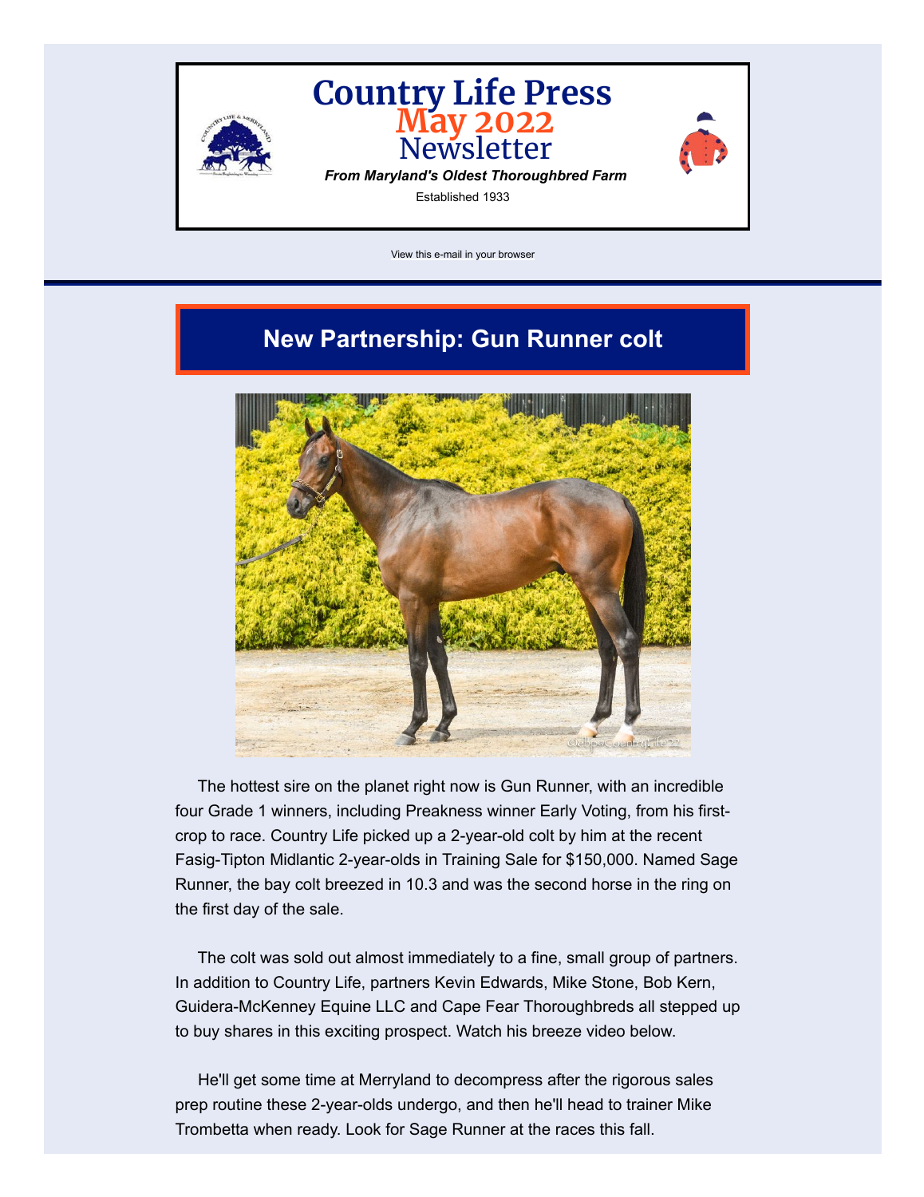# Country Life Press
## May 2022
## Newsletter

***From Maryland's Oldest Thoroughbred Farm***

Established 1933

View this e-mail in your browser

## New Partnership: Gun Runner colt

The hottest sire on the planet right now is Gun Runner, with an incredible four Grade 1 winners, including Preakness winner Early Voting, from his first-crop to race. Country Life picked up a 2-year-old colt by him at the recent Fasig-Tipton Midlantic 2-year-olds in Training Sale for $150,000. Named Sage Runner, the bay colt breezed in 10.3 and was the second horse in the ring on the first day of the sale.

The colt was sold out almost immediately to a fine, small group of partners. In addition to Country Life, partners Kevin Edwards, Mike Stone, Bob Kern, Guidera-McKenney Equine LLC and Cape Fear Thoroughbreds all stepped up to buy shares in this exciting prospect. Watch his breeze video below.

He'll get some time at Merryland to decompress after the rigorous sales prep routine these 2-year-olds undergo, and then he'll head to trainer Mike Trombetta when ready. Look for Sage Runner at the races this fall.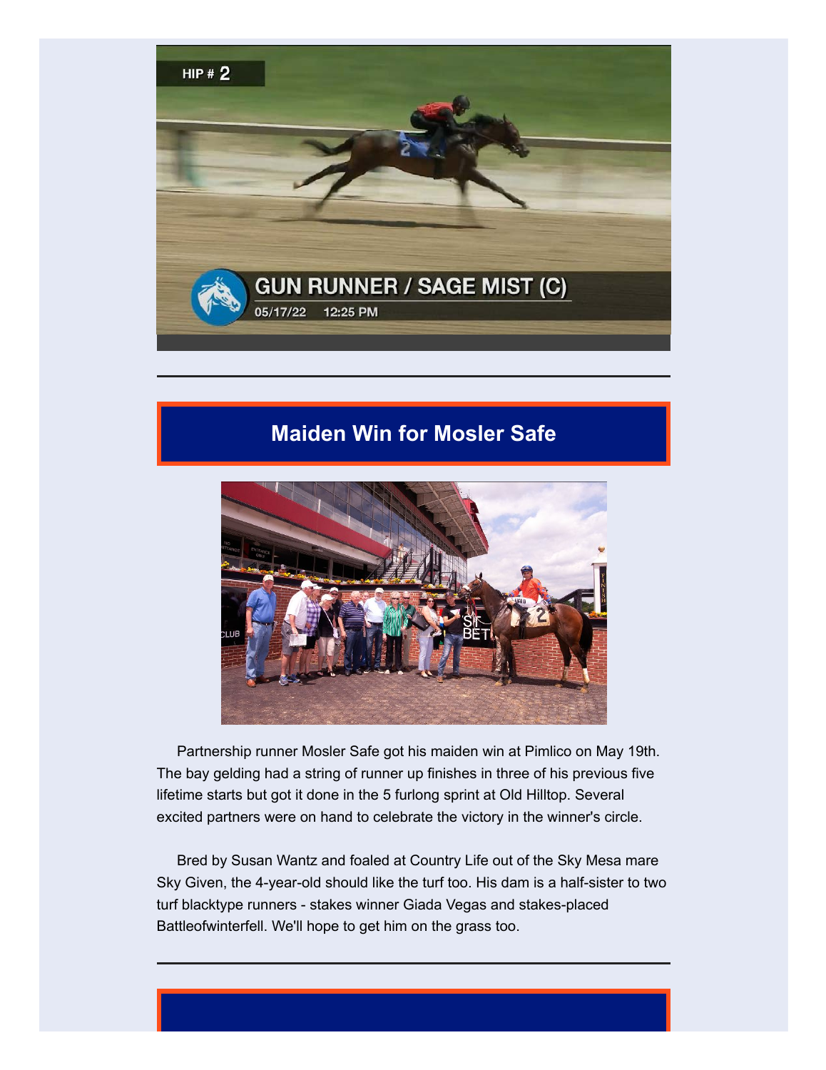## Maiden Win for Mosler Safe

Partnership runner Mosler Safe got his maiden win at Pimlico on May 19th. The bay gelding had a string of runner up finishes in three of his previous five lifetime starts but got it done in the 5 furlong sprint at Old Hilltop. Several excited partners were on hand to celebrate the victory in the winner's circle.

Bred by Susan Wantz and foaled at Country Life out of the Sky Mesa mare Sky Given, the 4-year-old should like the turf too. His dam is a half-sister to two turf blacktype runners - stakes winner Giada Vegas and stakes-placed Battleofwinterfell. We'll hope to get him on the grass too.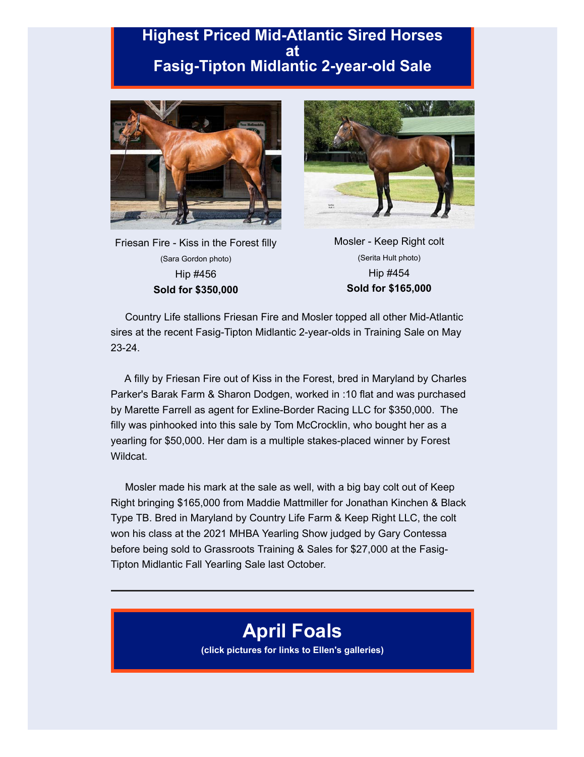# Highest Priced Mid-Atlantic Sired Horses at Fasig-Tipton Midlantic 2-year-old Sale

Friesan Fire - Kiss in the Forest filly

(Sara Gordon photo)

Hip #456

**Sold for $350,000**

Mosler - Keep Right colt

(Serita Hult photo)

Hip #454

**Sold for $165,000**

Country Life stallions Friesan Fire and Mosler topped all other Mid-Atlantic sires at the recent Fasig-Tipton Midlantic 2-year-olds in Training Sale on May 23-24.

A filly by Friesan Fire out of Kiss in the Forest, bred in Maryland by Charles Parker's Barak Farm & Sharon Dodgen, worked in :10 flat and was purchased by Marette Farrell as agent for Exline-Border Racing LLC for $350,000. The filly was pinhooked into this sale by Tom McCrocklin, who bought her as a yearling for $50,000. Her dam is a multiple stakes-placed winner by Forest Wildcat.

Mosler made his mark at the sale as well, with a big bay colt out of Keep Right bringing $165,000 from Maddie Mattmiller for Jonathan Kinchen & Black Type TB. Bred in Maryland by Country Life Farm & Keep Right LLC, the colt won his class at the 2021 MHBA Yearling Show judged by Gary Contessa before being sold to Grassroots Training & Sales for $27,000 at the Fasig-Tipton Midlantic Fall Yearling Sale last October.

---

# April Foals

**(click pictures for links to Ellen's galleries)**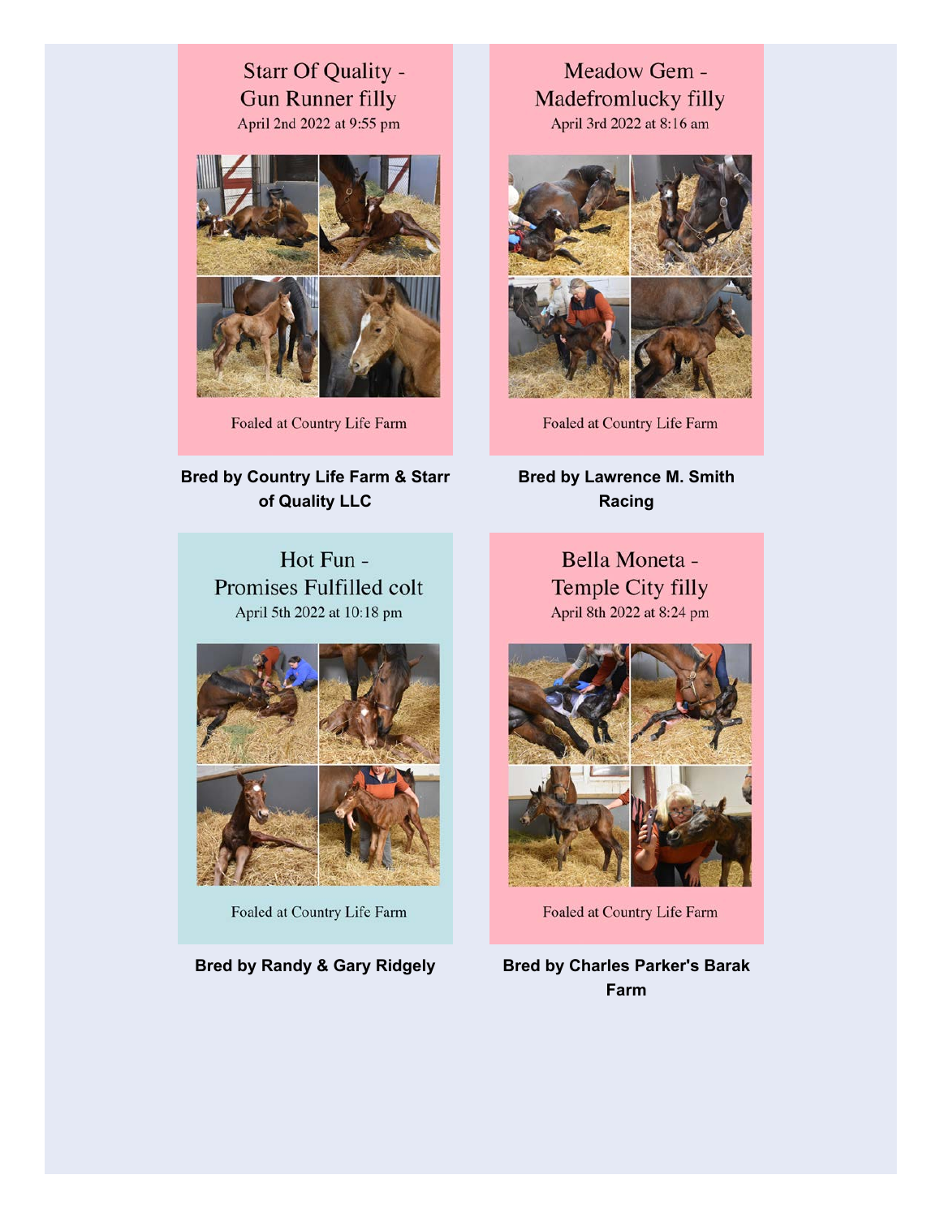### Starr Of Quality - Gun Runner filly

April 2nd 2022 at 9:55 pm

Foaled at Country Life Farm

**Bred by Country Life Farm & Starr of Quality LLC**

### Meadow Gem - Madefromlucky filly

April 3rd 2022 at 8:16 am

Foaled at Country Life Farm

**Bred by Lawrence M. Smith Racing**

### Hot Fun - Promises Fulfilled colt

April 5th 2022 at 10:18 pm

Foaled at Country Life Farm

**Bred by Randy & Gary Ridgely**

### Bella Moneta - Temple City filly

April 8th 2022 at 8:24 pm

Foaled at Country Life Farm

**Bred by Charles Parker's Barak Farm**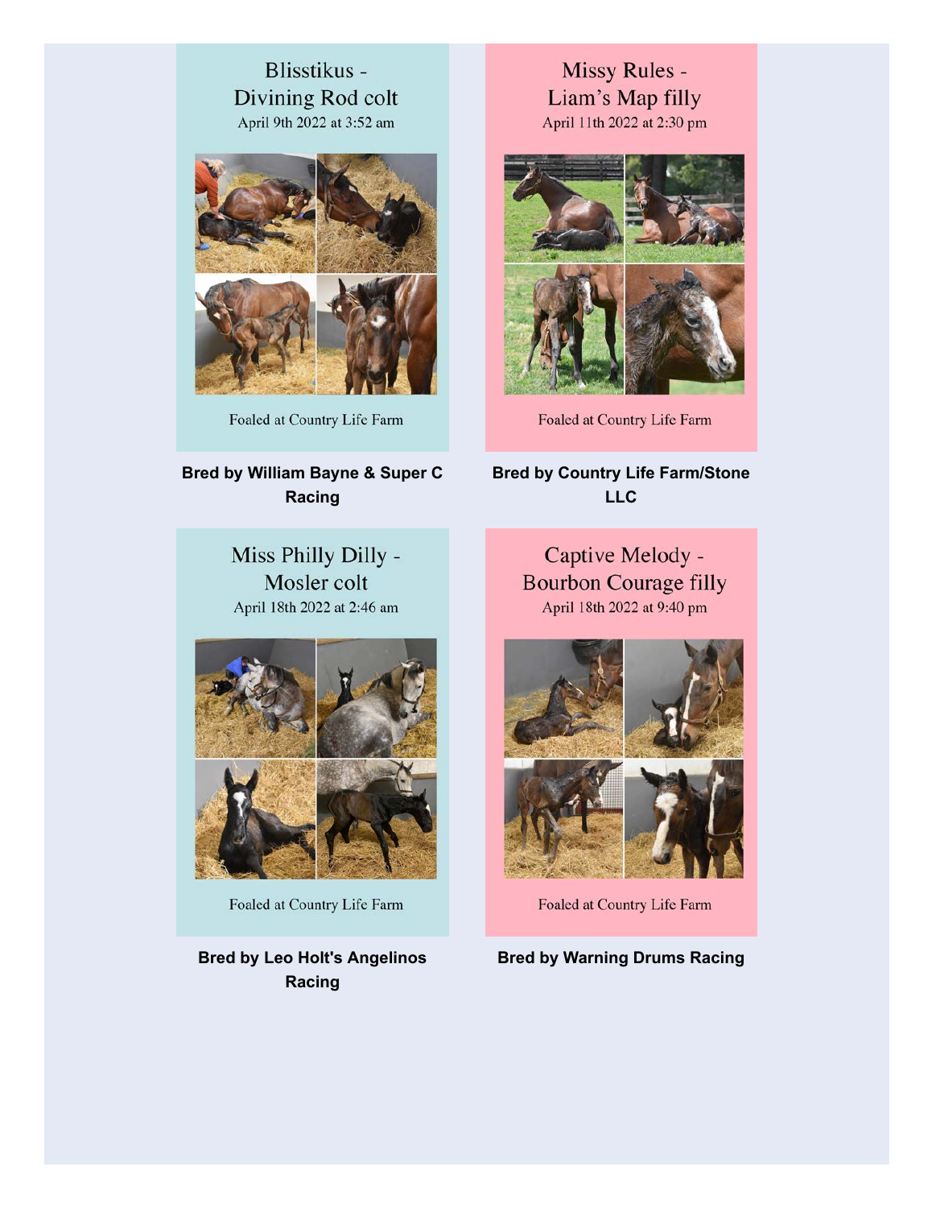Blisstikus -
Divining Rod colt
April 9th 2022 at 3:52 am

Foaled at Country Life Farm

**Bred by William Bayne & Super C Racing**

Missy Rules -
Liam's Map filly
April 11th 2022 at 2:30 pm

Foaled at Country Life Farm

**Bred by Country Life Farm/Stone LLC**

Miss Philly Dilly -
Mosler colt
April 18th 2022 at 2:46 am

Foaled at Country Life Farm

**Bred by Leo Holt's Angelinos Racing**

Captive Melody -
Bourbon Courage filly
April 18th 2022 at 9:40 pm

Foaled at Country Life Farm

**Bred by Warning Drums Racing**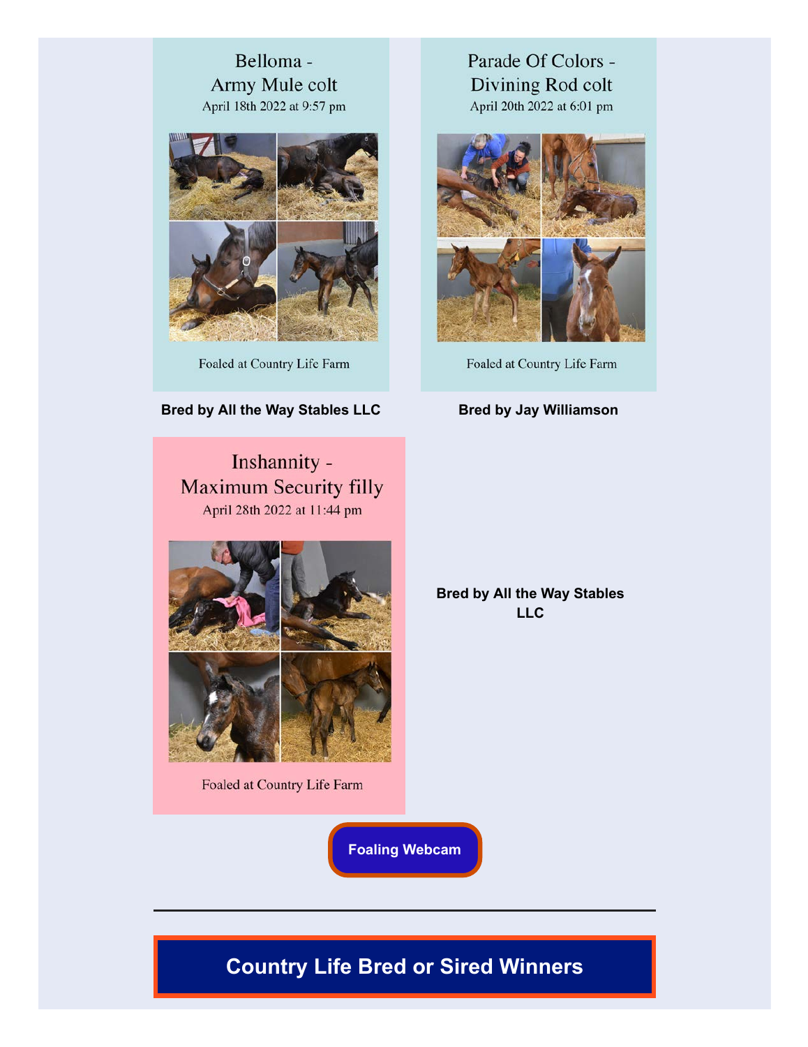Belloma - Army Mule colt
April 18th 2022 at 9:57 pm

Foaled at Country Life Farm

**Bred by All the Way Stables LLC**

Parade Of Colors - Divining Rod colt
April 20th 2022 at 6:01 pm

Foaled at Country Life Farm

**Bred by Jay Williamson**

Inshannity - Maximum Security filly
April 28th 2022 at 11:44 pm

Foaled at Country Life Farm

**Bred by All the Way Stables LLC**

**Foaling Webcam**

---

## Country Life Bred or Sired Winners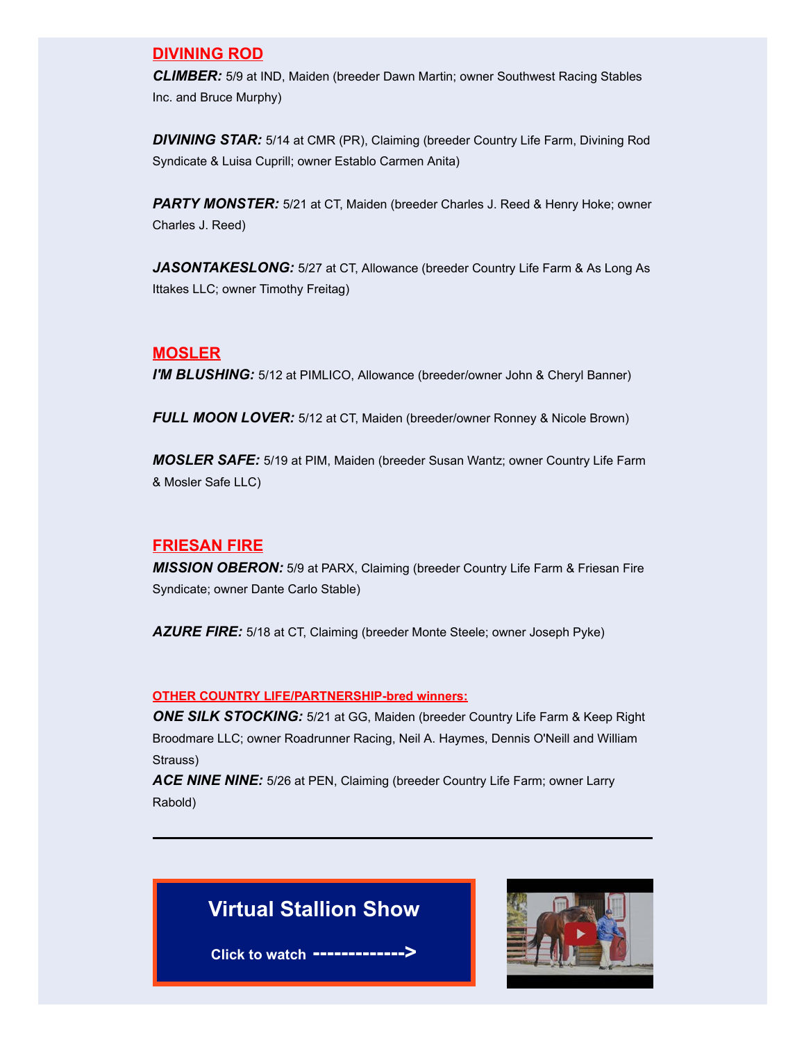## DIVINING ROD

***CLIMBER:*** 5/9 at IND, Maiden (breeder Dawn Martin; owner Southwest Racing Stables Inc. and Bruce Murphy)

***DIVINING STAR:*** 5/14 at CMR (PR), Claiming (breeder Country Life Farm, Divining Rod Syndicate & Luisa Cuprill; owner Establo Carmen Anita)

***PARTY MONSTER:*** 5/21 at CT, Maiden (breeder Charles J. Reed & Henry Hoke; owner Charles J. Reed)

***JASONTAKESLONG:*** 5/27 at CT, Allowance (breeder Country Life Farm & As Long As Ittakes LLC; owner Timothy Freitag)

## MOSLER

***I'M BLUSHING:*** 5/12 at PIMLICO, Allowance (breeder/owner John & Cheryl Banner)

***FULL MOON LOVER:*** 5/12 at CT, Maiden (breeder/owner Ronney & Nicole Brown)

***MOSLER SAFE:*** 5/19 at PIM, Maiden (breeder Susan Wantz; owner Country Life Farm & Mosler Safe LLC)

## FRIESAN FIRE

***MISSION OBERON:*** 5/9 at PARX, Claiming (breeder Country Life Farm & Friesan Fire Syndicate; owner Dante Carlo Stable)

***AZURE FIRE:*** 5/18 at CT, Claiming (breeder Monte Steele; owner Joseph Pyke)

### OTHER COUNTRY LIFE/PARTNERSHIP-bred winners:

***ONE SILK STOCKING:*** 5/21 at GG, Maiden (breeder Country Life Farm & Keep Right Broodmare LLC; owner Roadrunner Racing, Neil A. Haymes, Dennis O'Neill and William Strauss)

***ACE NINE NINE:*** 5/26 at PEN, Claiming (breeder Country Life Farm; owner Larry Rabold)

---

**Virtual Stallion Show**

**Click to watch ------------->**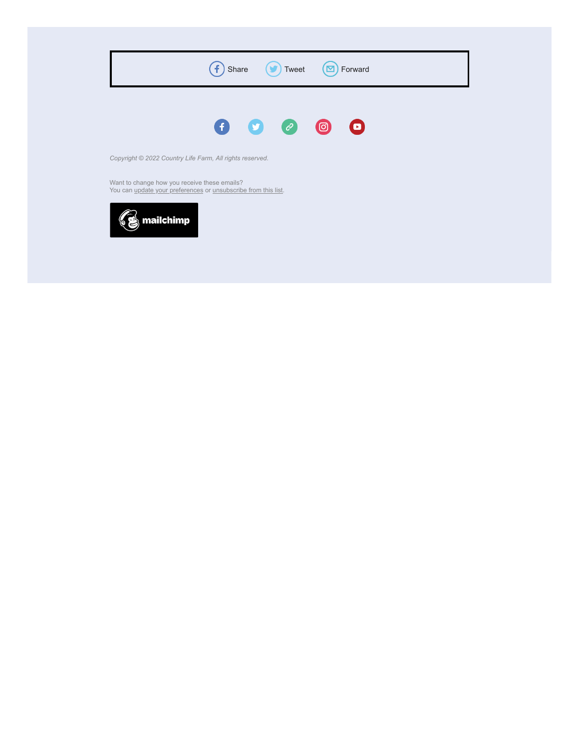Share Tweet Forward

*Copyright © 2022 Country Life Farm, All rights reserved.*

Want to change how you receive these emails?
You can update your preferences or unsubscribe from this list.

mailchimp